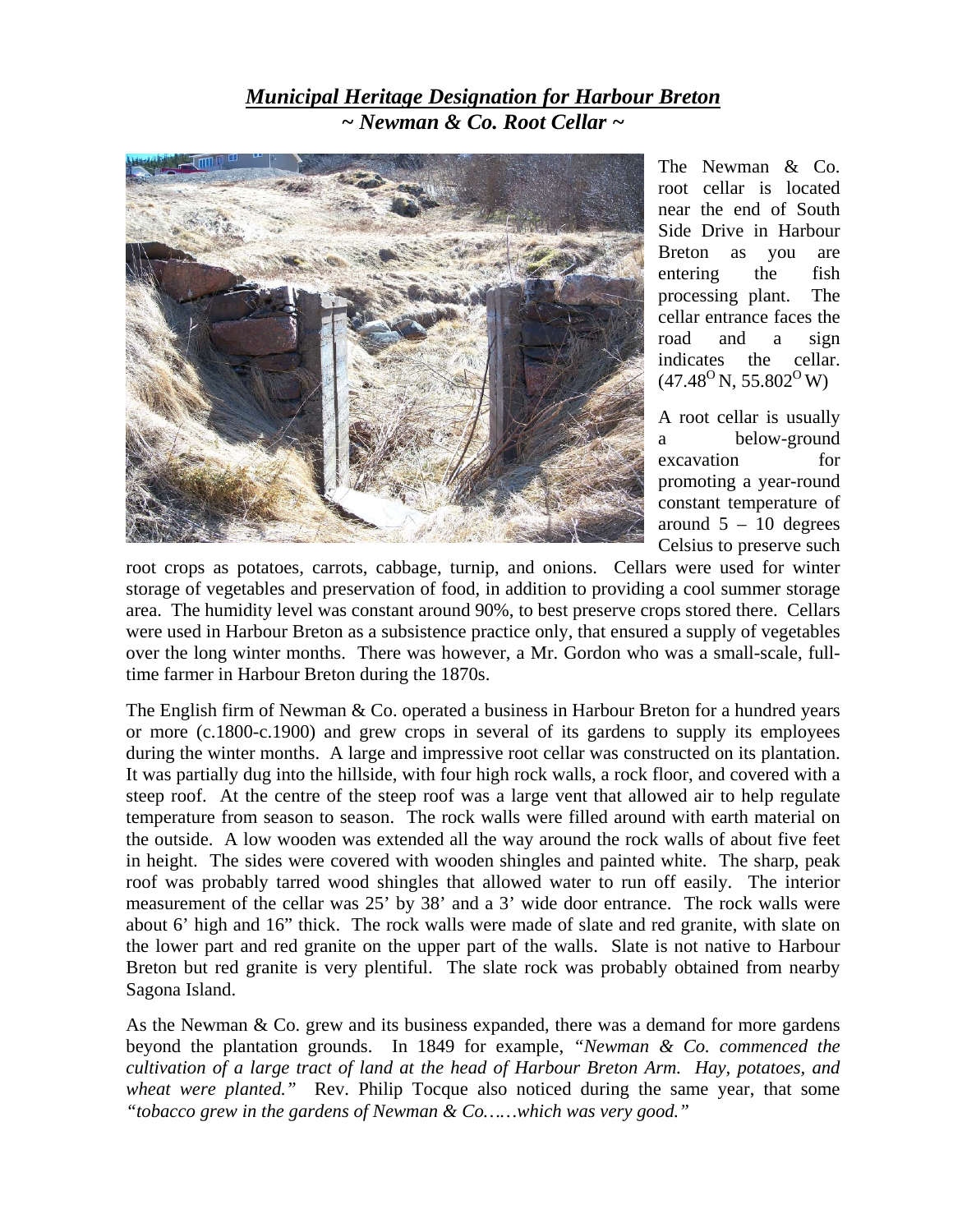# *Municipal Heritage Designation for Harbour Breton*

## *~ Newman & Co. Root Cellar ~*

The Newman & Co. root cellar is located near the end of South Side Drive in Harbour Breton as you are entering the fish processing plant. The cellar entrance faces the road and a sign indicates the cellar. ($47.48^{O}$ N, $55.802^{O}$ W)

A root cellar is usually a below-ground excavation for promoting a year-round constant temperature of around 5 – 10 degrees Celsius to preserve such root crops as potatoes, carrots, cabbage, turnip, and onions. Cellars were used for winter storage of vegetables and preservation of food, in addition to providing a cool summer storage area. The humidity level was constant around 90%, to best preserve crops stored there. Cellars were used in Harbour Breton as a subsistence practice only, that ensured a supply of vegetables over the long winter months. There was however, a Mr. Gordon who was a small-scale, full-time farmer in Harbour Breton during the 1870s.

The English firm of Newman & Co. operated a business in Harbour Breton for a hundred years or more (c.1800-c.1900) and grew crops in several of its gardens to supply its employees during the winter months. A large and impressive root cellar was constructed on its plantation. It was partially dug into the hillside, with four high rock walls, a rock floor, and covered with a steep roof. At the centre of the steep roof was a large vent that allowed air to help regulate temperature from season to season. The rock walls were filled around with earth material on the outside. A low wooden was extended all the way around the rock walls of about five feet in height. The sides were covered with wooden shingles and painted white. The sharp, peak roof was probably tarred wood shingles that allowed water to run off easily. The interior measurement of the cellar was 25' by 38' and a 3' wide door entrance. The rock walls were about 6' high and 16" thick. The rock walls were made of slate and red granite, with slate on the lower part and red granite on the upper part of the walls. Slate is not native to Harbour Breton but red granite is very plentiful. The slate rock was probably obtained from nearby Sagona Island.

As the Newman & Co. grew and its business expanded, there was a demand for more gardens beyond the plantation grounds. In 1849 for example, *"Newman & Co. commenced the cultivation of a large tract of land at the head of Harbour Breton Arm. Hay, potatoes, and wheat were planted."* Rev. Philip Tocque also noticed during the same year, that some *"tobacco grew in the gardens of Newman & Co.……which was very good."*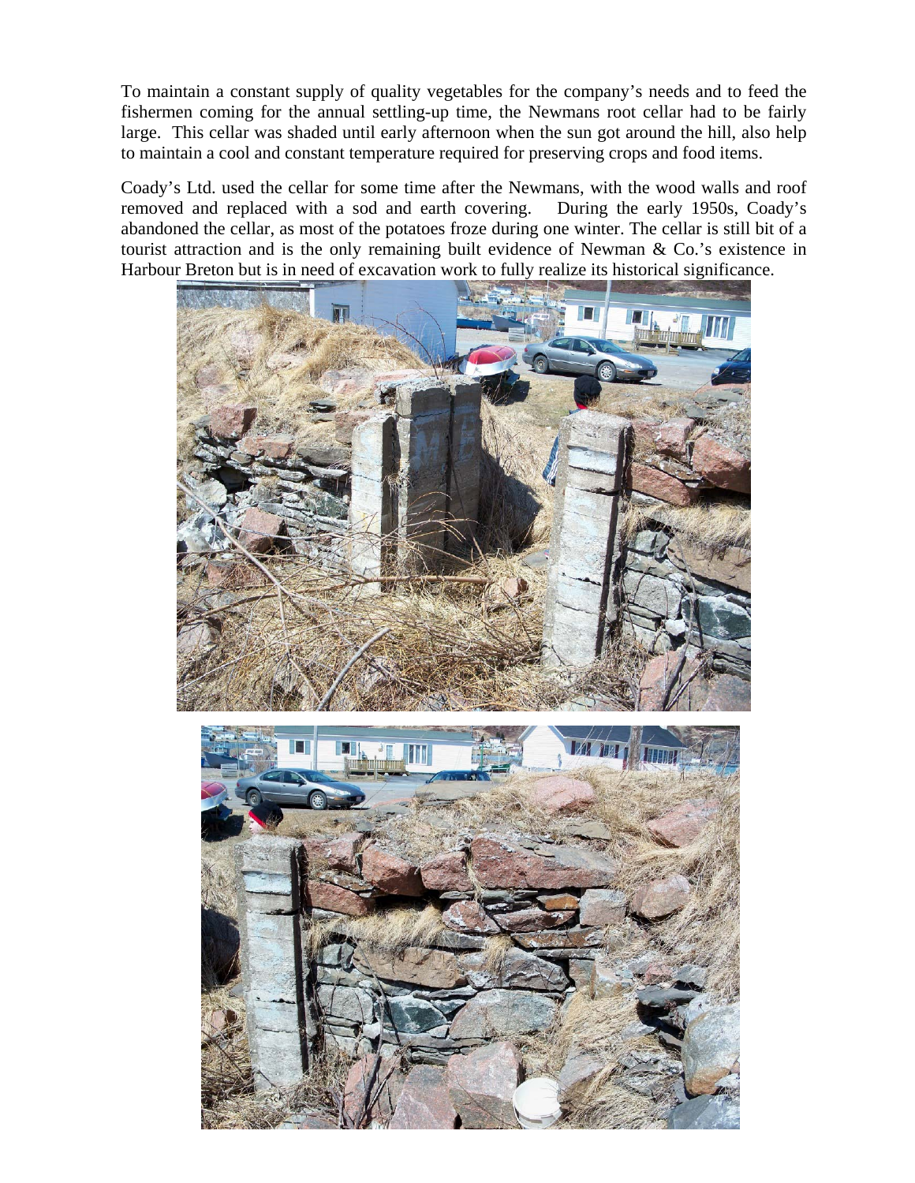To maintain a constant supply of quality vegetables for the company's needs and to feed the fishermen coming for the annual settling-up time, the Newmans root cellar had to be fairly large. This cellar was shaded until early afternoon when the sun got around the hill, also help to maintain a cool and constant temperature required for preserving crops and food items.

Coady's Ltd. used the cellar for some time after the Newmans, with the wood walls and roof removed and replaced with a sod and earth covering. During the early 1950s, Coady's abandoned the cellar, as most of the potatoes froze during one winter. The cellar is still bit of a tourist attraction and is the only remaining built evidence of Newman & Co.'s existence in Harbour Breton but is in need of excavation work to fully realize its historical significance.